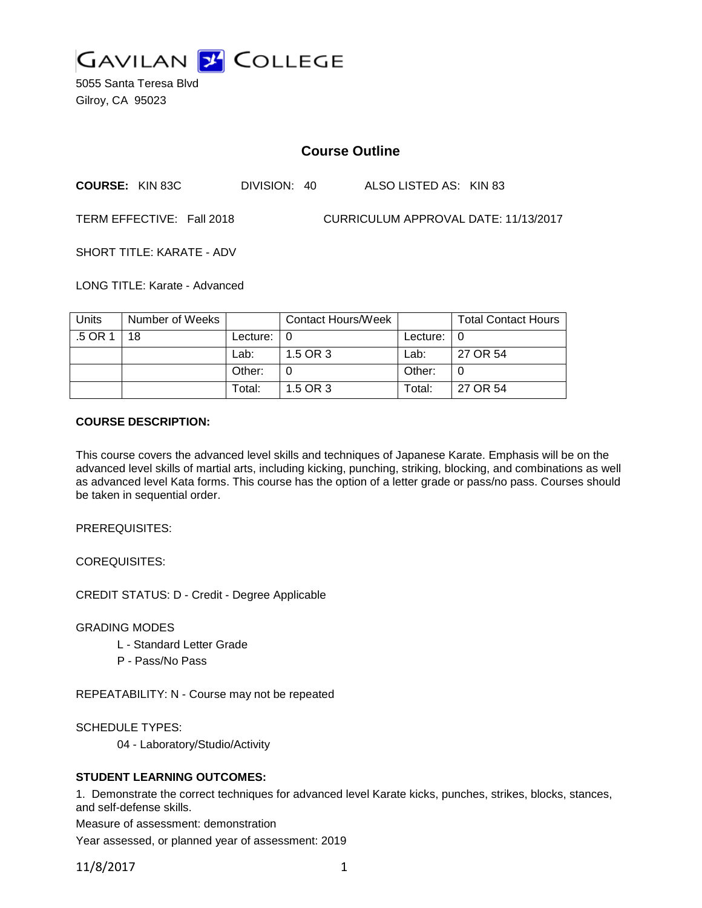# GAVILAN COLLEGE

5055 Santa Teresa Blvd
Gilroy, CA 95023

## Course Outline

**COURSE:** KIN 83C DIVISION: 40 ALSO LISTED AS: KIN 83

TERM EFFECTIVE: Fall 2018 CURRICULUM APPROVAL DATE: 11/13/2017

SHORT TITLE: KARATE - ADV

LONG TITLE: Karate - Advanced

| Units | Number of Weeks | | Contact Hours/Week | | Total Contact Hours |
|---|---|---|---|---|---|
| .5 OR 1 | 18 | Lecture: | 0 | Lecture: | 0 |
| | | Lab: | 1.5 OR 3 | Lab: | 27 OR 54 |
| | | Other: | 0 | Other: | 0 |
| | | Total: | 1.5 OR 3 | Total: | 27 OR 54 |

**COURSE DESCRIPTION:**

This course covers the advanced level skills and techniques of Japanese Karate. Emphasis will be on the advanced level skills of martial arts, including kicking, punching, striking, blocking, and combinations as well as advanced level Kata forms. This course has the option of a letter grade or pass/no pass. Courses should be taken in sequential order.

PREREQUISITES:

COREQUISITES:

CREDIT STATUS: D - Credit - Degree Applicable

GRADING MODES

- L - Standard Letter Grade
- P - Pass/No Pass

REPEATABILITY: N - Course may not be repeated

SCHEDULE TYPES:

- 04 - Laboratory/Studio/Activity

**STUDENT LEARNING OUTCOMES:**

1. Demonstrate the correct techniques for advanced level Karate kicks, punches, strikes, blocks, stances, and self-defense skills.

Measure of assessment: demonstration

Year assessed, or planned year of assessment: 2019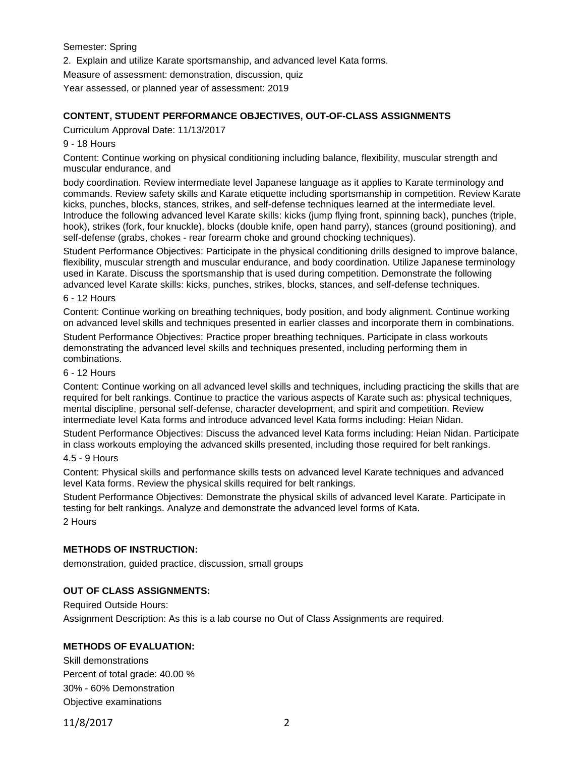Semester: Spring

2. Explain and utilize Karate sportsmanship, and advanced level Kata forms.

Measure of assessment: demonstration, discussion, quiz

Year assessed, or planned year of assessment: 2019

## CONTENT, STUDENT PERFORMANCE OBJECTIVES, OUT-OF-CLASS ASSIGNMENTS

Curriculum Approval Date: 11/13/2017

9 - 18 Hours

Content: Continue working on physical conditioning including balance, flexibility, muscular strength and muscular endurance, and

body coordination. Review intermediate level Japanese language as it applies to Karate terminology and commands. Review safety skills and Karate etiquette including sportsmanship in competition. Review Karate kicks, punches, blocks, stances, strikes, and self-defense techniques learned at the intermediate level. Introduce the following advanced level Karate skills: kicks (jump flying front, spinning back), punches (triple, hook), strikes (fork, four knuckle), blocks (double knife, open hand parry), stances (ground positioning), and self-defense (grabs, chokes - rear forearm choke and ground chocking techniques).

Student Performance Objectives: Participate in the physical conditioning drills designed to improve balance, flexibility, muscular strength and muscular endurance, and body coordination. Utilize Japanese terminology used in Karate. Discuss the sportsmanship that is used during competition. Demonstrate the following advanced level Karate skills: kicks, punches, strikes, blocks, stances, and self-defense techniques.

6 - 12 Hours

Content: Continue working on breathing techniques, body position, and body alignment. Continue working on advanced level skills and techniques presented in earlier classes and incorporate them in combinations.

Student Performance Objectives: Practice proper breathing techniques. Participate in class workouts demonstrating the advanced level skills and techniques presented, including performing them in combinations.

6 - 12 Hours

Content: Continue working on all advanced level skills and techniques, including practicing the skills that are required for belt rankings. Continue to practice the various aspects of Karate such as: physical techniques, mental discipline, personal self-defense, character development, and spirit and competition. Review intermediate level Kata forms and introduce advanced level Kata forms including: Heian Nidan.

Student Performance Objectives: Discuss the advanced level Kata forms including: Heian Nidan. Participate in class workouts employing the advanced skills presented, including those required for belt rankings.

4.5 - 9 Hours

Content: Physical skills and performance skills tests on advanced level Karate techniques and advanced level Kata forms. Review the physical skills required for belt rankings.

Student Performance Objectives: Demonstrate the physical skills of advanced level Karate. Participate in testing for belt rankings. Analyze and demonstrate the advanced level forms of Kata.

2 Hours

## METHODS OF INSTRUCTION:

demonstration, guided practice, discussion, small groups

## OUT OF CLASS ASSIGNMENTS:

Required Outside Hours:

Assignment Description: As this is a lab course no Out of Class Assignments are required.

## METHODS OF EVALUATION:

Skill demonstrations

Percent of total grade: 40.00 %

30% - 60% Demonstration

Objective examinations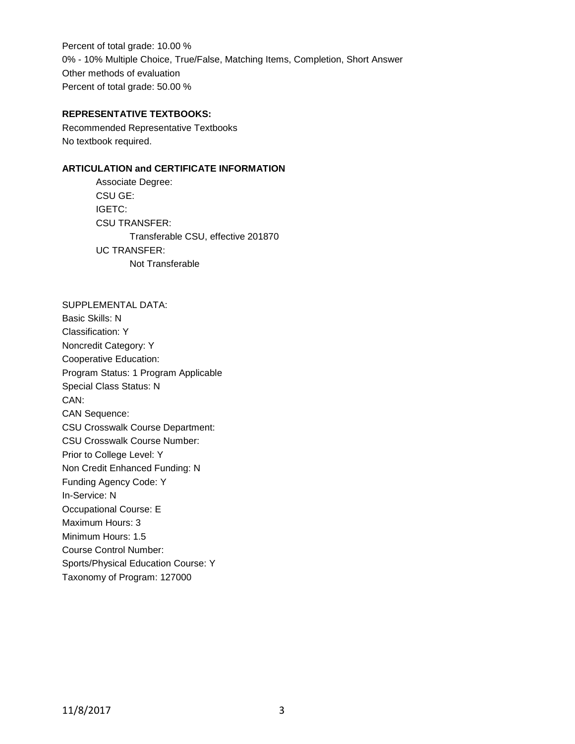Percent of total grade: 10.00 %
0% - 10% Multiple Choice, True/False, Matching Items, Completion, Short Answer
Other methods of evaluation
Percent of total grade: 50.00 %

**REPRESENTATIVE TEXTBOOKS:**

Recommended Representative Textbooks
No textbook required.

**ARTICULATION and CERTIFICATE INFORMATION**

Associate Degree:
CSU GE:
IGETC:
CSU TRANSFER:
Transferable CSU, effective 201870
UC TRANSFER:
Not Transferable

SUPPLEMENTAL DATA:
Basic Skills: N
Classification: Y
Noncredit Category: Y
Cooperative Education:
Program Status: 1 Program Applicable
Special Class Status: N
CAN:
CAN Sequence:
CSU Crosswalk Course Department:
CSU Crosswalk Course Number:
Prior to College Level: Y
Non Credit Enhanced Funding: N
Funding Agency Code: Y
In-Service: N
Occupational Course: E
Maximum Hours: 3
Minimum Hours: 1.5
Course Control Number:
Sports/Physical Education Course: Y
Taxonomy of Program: 127000